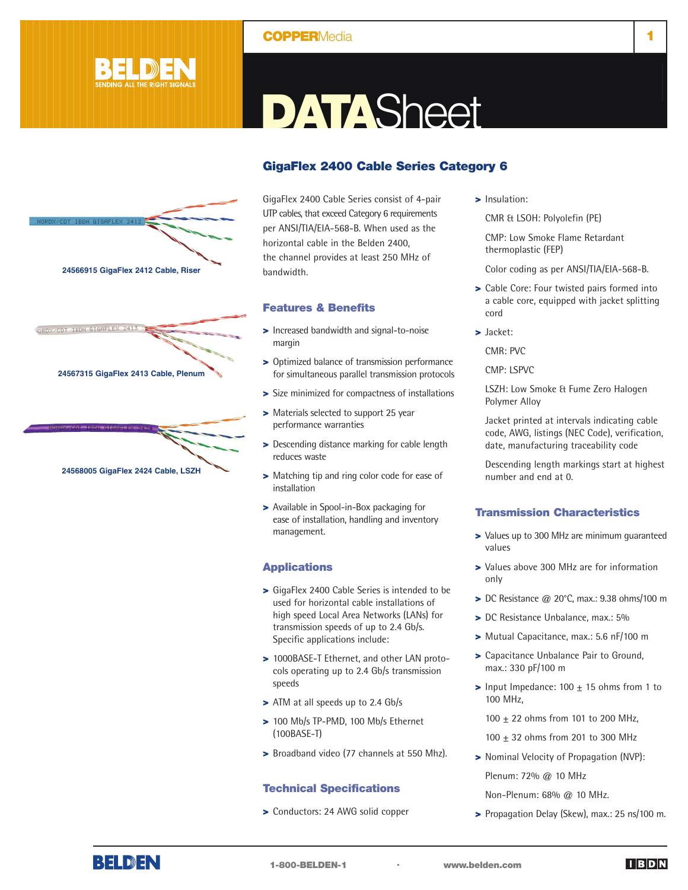# DATASheet

## GigaFlex 2400 Cable Series Category 6

24566915 GigaFlex 2412 Cable, Riser

24567315 GigaFlex 2413 Cable, Plenum

24568005 GigaFlex 2424 Cable, LSZH

GigaFlex 2400 Cable Series consist of 4-pair UTP cables, that exceed Category 6 requirements per ANSI/TIA/EIA-568-B. When used as the horizontal cable in the Belden 2400, the channel provides at least 250 MHz of bandwidth.

### Features & Benefits

- Increased bandwidth and signal-to-noise margin
- Optimized balance of transmission performance for simultaneous parallel transmission protocols
- Size minimized for compactness of installations
- Materials selected to support 25 year performance warranties
- Descending distance marking for cable length reduces waste
- Matching tip and ring color code for ease of installation
- Available in Spool-in-Box packaging for ease of installation, handling and inventory management.

### Applications

- GigaFlex 2400 Cable Series is intended to be used for horizontal cable installations of high speed Local Area Networks (LANs) for transmission speeds of up to 2.4 Gb/s. Specific applications include:
- 1000BASE-T Ethernet, and other LAN protocols operating up to 2.4 Gb/s transmission speeds
- ATM at all speeds up to 2.4 Gb/s
- 100 Mb/s TP-PMD, 100 Mb/s Ethernet (100BASE-T)
- Broadband video (77 channels at 550 Mhz).

### Technical Specifications

- Conductors: 24 AWG solid copper
- Insulation:

  CMR & LSOH: Polyolefin (PE)

  CMP: Low Smoke Flame Retardant thermoplastic (FEP)

  Color coding as per ANSI/TIA/EIA-568-B.
- Cable Core: Four twisted pairs formed into a cable core, equipped with jacket splitting cord
- Jacket:

  CMR: PVC

  CMP: LSPVC

  LSZH: Low Smoke & Fume Zero Halogen Polymer Alloy

  Jacket printed at intervals indicating cable code, AWG, listings (NEC Code), verification, date, manufacturing traceability code

  Descending length markings start at highest number and end at 0.

### Transmission Characteristics

- Values up to 300 MHz are minimum guaranteed values
- Values above 300 MHz are for information only
- DC Resistance @ 20°C, max.: 9.38 ohms/100 m
- DC Resistance Unbalance, max.: 5%
- Mutual Capacitance, max.: 5.6 nF/100 m
- Capacitance Unbalance Pair to Ground, max.: 330 pF/100 m
- Input Impedance: 100 ± 15 ohms from 1 to 100 MHz,

  100 ± 22 ohms from 101 to 200 MHz,

  100 ± 32 ohms from 201 to 300 MHz
- Nominal Velocity of Propagation (NVP):

  Plenum: 72% @ 10 MHz

  Non-Plenum: 68% @ 10 MHz.
- Propagation Delay (Skew), max.: 25 ns/100 m.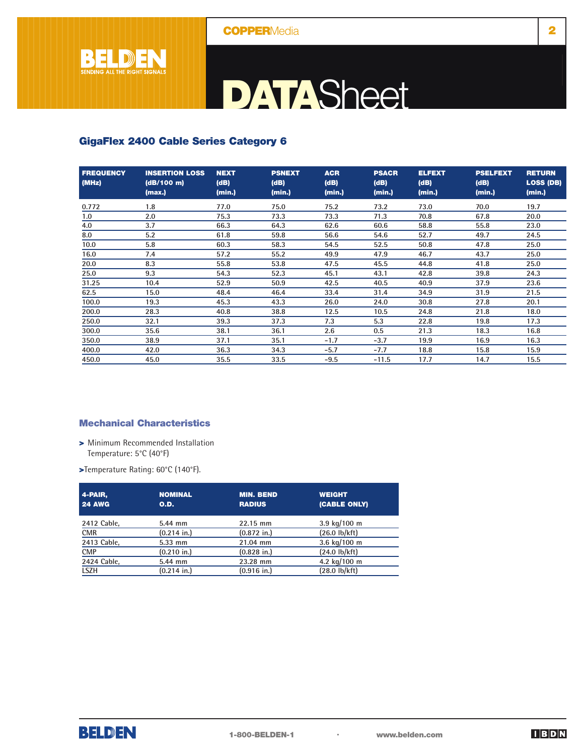## GigaFlex 2400 Cable Series Category 6

| FREQUENCY (MHz) | INSERTION LOSS (dB/100 m) (max.) | NEXT (dB) (min.) | PSNEXT (dB) (min.) | ACR (dB) (min.) | PSACR (dB) (min.) | ELFEXT (dB) (min.) | PSELFEXT (dB) (min.) | RETURN LOSS (DB) (min.) |
|---|---|---|---|---|---|---|---|---|
| 0.772 | 1.8 | 77.0 | 75.0 | 75.2 | 73.2 | 73.0 | 70.0 | 19.7 |
| 1.0 | 2.0 | 75.3 | 73.3 | 73.3 | 71.3 | 70.8 | 67.8 | 20.0 |
| 4.0 | 3.7 | 66.3 | 64.3 | 62.6 | 60.6 | 58.8 | 55.8 | 23.0 |
| 8.0 | 5.2 | 61.8 | 59.8 | 56.6 | 54.6 | 52.7 | 49.7 | 24.5 |
| 10.0 | 5.8 | 60.3 | 58.3 | 54.5 | 52.5 | 50.8 | 47.8 | 25.0 |
| 16.0 | 7.4 | 57.2 | 55.2 | 49.9 | 47.9 | 46.7 | 43.7 | 25.0 |
| 20.0 | 8.3 | 55.8 | 53.8 | 47.5 | 45.5 | 44.8 | 41.8 | 25.0 |
| 25.0 | 9.3 | 54.3 | 52.3 | 45.1 | 43.1 | 42.8 | 39.8 | 24.3 |
| 31.25 | 10.4 | 52.9 | 50.9 | 42.5 | 40.5 | 40.9 | 37.9 | 23.6 |
| 62.5 | 15.0 | 48.4 | 46.4 | 33.4 | 31.4 | 34.9 | 31.9 | 21.5 |
| 100.0 | 19.3 | 45.3 | 43.3 | 26.0 | 24.0 | 30.8 | 27.8 | 20.1 |
| 200.0 | 28.3 | 40.8 | 38.8 | 12.5 | 10.5 | 24.8 | 21.8 | 18.0 |
| 250.0 | 32.1 | 39.3 | 37.3 | 7.3 | 5.3 | 22.8 | 19.8 | 17.3 |
| 300.0 | 35.6 | 38.1 | 36.1 | 2.6 | 0.5 | 21.3 | 18.3 | 16.8 |
| 350.0 | 38.9 | 37.1 | 35.1 | -1.7 | -3.7 | 19.9 | 16.9 | 16.3 |
| 400.0 | 42.0 | 36.3 | 34.3 | -5.7 | -7.7 | 18.8 | 15.8 | 15.9 |
| 450.0 | 45.0 | 35.5 | 33.5 | -9.5 | -11.5 | 17.7 | 14.7 | 15.5 |

### Mechanical Characteristics

- Minimum Recommended Installation Temperature: 5°C (40°F)
- Temperature Rating: 60°C (140°F).

| 4-PAIR, 24 AWG | NOMINAL O.D. | MIN. BEND RADIUS | WEIGHT (CABLE ONLY) |
|---|---|---|---|
| 2412 Cable, CMR | 5.44 mm (0.214 in.) | 22.15 mm (0.872 in.) | 3.9 kg/100 m (26.0 lb/kft) |
| 2413 Cable, CMP | 5.33 mm (0.210 in.) | 21.04 mm (0.828 in.) | 3.6 kg/100 m (24.0 lb/kft) |
| 2424 Cable, LSZH | 5.44 mm (0.214 in.) | 23.28 mm (0.916 in.) | 4.2 kg/100 m (28.0 lb/kft) |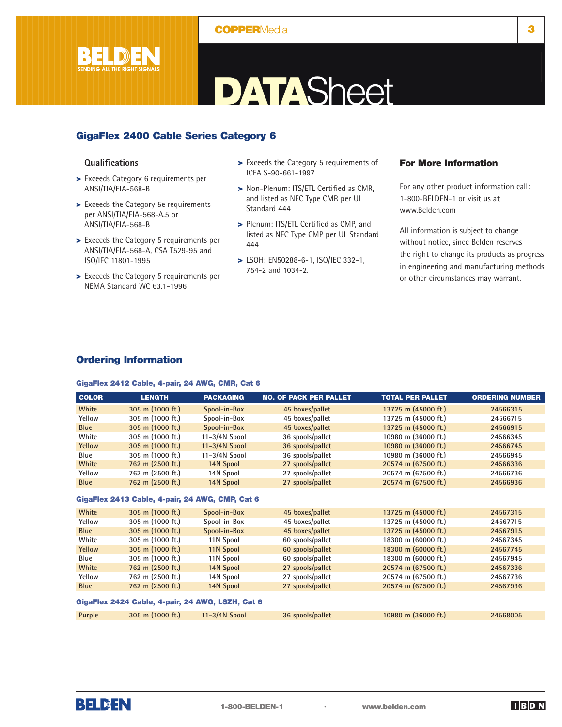## GigaFlex 2400 Cable Series Category 6

### Qualifications

- Exceeds Category 6 requirements per ANSI/TIA/EIA-568-B
- Exceeds the Category 5e requirements per ANSI/TIA/EIA-568-A.5 or ANSI/TIA/EIA-568-B
- Exceeds the Category 5 requirements per ANSI/TIA/EIA-568-A, CSA T529-95 and ISO/IEC 11801-1995
- Exceeds the Category 5 requirements per NEMA Standard WC 63.1-1996
- Exceeds the Category 5 requirements of ICEA S-90-661-1997
- Non-Plenum: ITS/ETL Certified as CMR, and listed as NEC Type CMR per UL Standard 444
- Plenum: ITS/ETL Certified as CMP, and listed as NEC Type CMP per UL Standard 444
- LSOH: EN50288-6-1, ISO/IEC 332-1, 754-2 and 1034-2.

### For More Information

For any other product information call: 1-800-BELDEN-1 or visit us at www.Belden.com

All information is subject to change without notice, since Belden reserves the right to change its products as progress in engineering and manufacturing methods or other circumstances may warrant.

## Ordering Information

| COLOR | LENGTH | PACKAGING | NO. OF PACK PER PALLET | TOTAL PER PALLET | ORDERING NUMBER |
|---|---|---|---|---|---|
| **GigaFlex 2412 Cable, 4-pair, 24 AWG, CMR, Cat 6** | | | | | |
| White | 305 m (1000 ft.) | Spool-in-Box | 45 boxes/pallet | 13725 m (45000 ft.) | 24566315 |
| Yellow | 305 m (1000 ft.) | Spool-in-Box | 45 boxes/pallet | 13725 m (45000 ft.) | 24566715 |
| Blue | 305 m (1000 ft.) | Spool-in-Box | 45 boxes/pallet | 13725 m (45000 ft.) | 24566915 |
| White | 305 m (1000 ft.) | 11-3/4N Spool | 36 spools/pallet | 10980 m (36000 ft.) | 24566345 |
| Yellow | 305 m (1000 ft.) | 11-3/4N Spool | 36 spools/pallet | 10980 m (36000 ft.) | 24566745 |
| Blue | 305 m (1000 ft.) | 11-3/4N Spool | 36 spools/pallet | 10980 m (36000 ft.) | 24566945 |
| White | 762 m (2500 ft.) | 14N Spool | 27 spools/pallet | 20574 m (67500 ft.) | 24566336 |
| Yellow | 762 m (2500 ft.) | 14N Spool | 27 spools/pallet | 20574 m (67500 ft.) | 24566736 |
| Blue | 762 m (2500 ft.) | 14N Spool | 27 spools/pallet | 20574 m (67500 ft.) | 24566936 |
| **GigaFlex 2413 Cable, 4-pair, 24 AWG, CMP, Cat 6** | | | | | |
| White | 305 m (1000 ft.) | Spool-in-Box | 45 boxes/pallet | 13725 m (45000 ft.) | 24567315 |
| Yellow | 305 m (1000 ft.) | Spool-in-Box | 45 boxes/pallet | 13725 m (45000 ft.) | 24567715 |
| Blue | 305 m (1000 ft.) | Spool-in-Box | 45 boxes/pallet | 13725 m (45000 ft.) | 24567915 |
| White | 305 m (1000 ft.) | 11N Spool | 60 spools/pallet | 18300 m (60000 ft.) | 24567345 |
| Yellow | 305 m (1000 ft.) | 11N Spool | 60 spools/pallet | 18300 m (60000 ft.) | 24567745 |
| Blue | 305 m (1000 ft.) | 11N Spool | 60 spools/pallet | 18300 m (60000 ft.) | 24567945 |
| White | 762 m (2500 ft.) | 14N Spool | 27 spools/pallet | 20574 m (67500 ft.) | 24567336 |
| Yellow | 762 m (2500 ft.) | 14N Spool | 27 spools/pallet | 20574 m (67500 ft.) | 24567736 |
| Blue | 762 m (2500 ft.) | 14N Spool | 27 spools/pallet | 20574 m (67500 ft.) | 24567936 |
| **GigaFlex 2424 Cable, 4-pair, 24 AWG, LSZH, Cat 6** | | | | | |
| Purple | 305 m (1000 ft.) | 11-3/4N Spool | 36 spools/pallet | 10980 m (36000 ft.) | 24568005 |